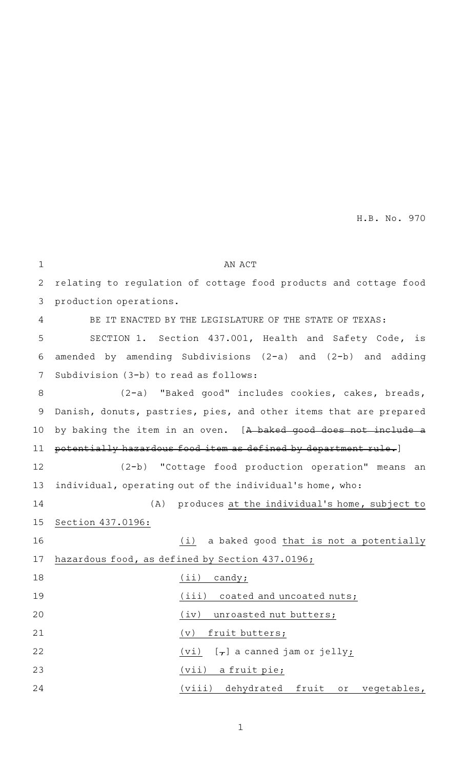H.B. No. 970

AN ACT

relating to regulation of cottage food products and cottage food production operations.

BE IT ENACTED BY THE LEGISLATURE OF THE STATE OF TEXAS:

SECTION 1. Section 437.001, Health and Safety Code, is amended by amending Subdivisions (2-a) and (2-b) and adding Subdivision (3-b) to read as follows:

(2-a) "Baked good" includes cookies, cakes, breads, Danish, donuts, pastries, pies, and other items that are prepared by baking the item in an oven. [~~A baked good does not include a potentially hazardous food item as defined by department rule.~~]

(2-b) "Cottage food production operation" means an individual, operating out of the individual's home, who:

(A) produces <u>at the individual's home, subject to Section 437.0196:</u>

<u>(i)</u> a baked good <u>that is not a potentially hazardous food, as defined by Section 437.0196;</u>

<u>(ii) candy;</u>

<u>(iii) coated and uncoated nuts;</u>

<u>(iv) unroasted nut butters;</u>

<u>(v) fruit butters;</u>

<u>(vi)</u> [~~,~~] a canned jam or jelly<u>;</u>

<u>(vii) a fruit pie;</u>

<u>(viii) dehydrated fruit or vegetables,</u>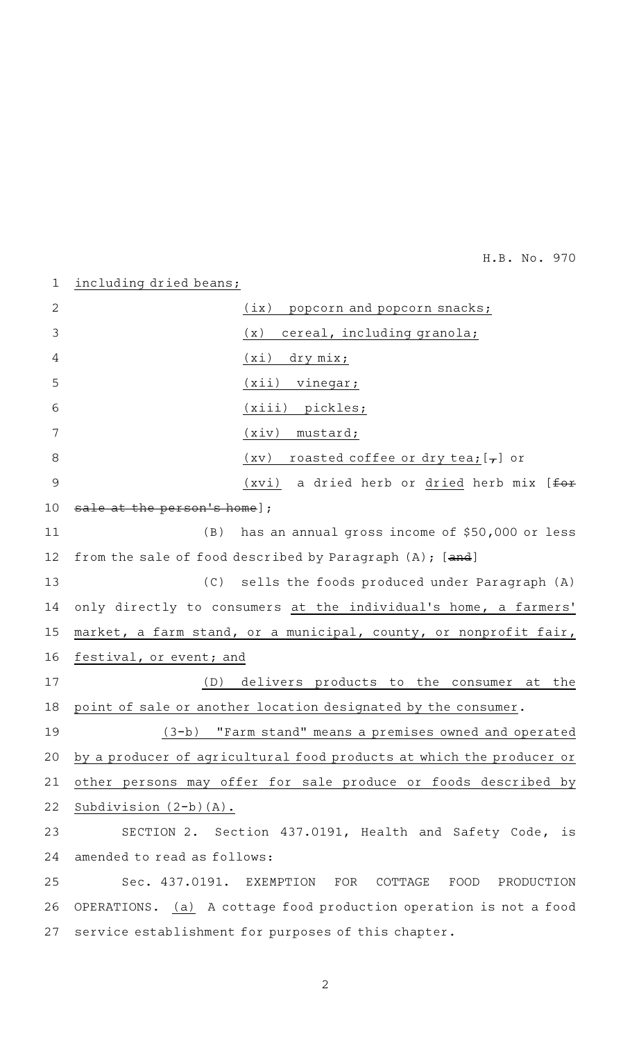including dried beans;

(ix) popcorn and popcorn snacks;

(x) cereal, including granola;

(xi) dry mix;

(xii) vinegar;

(xiii) pickles;

(xiv) mustard;

(xv) roasted coffee or dry tea;[,] or

(xvi) a dried herb or dried herb mix [for sale at the person's home];

(B) has an annual gross income of $50,000 or less from the sale of food described by Paragraph (A); [and]

(C) sells the foods produced under Paragraph (A) only directly to consumers at the individual's home, a farmers' market, a farm stand, or a municipal, county, or nonprofit fair, festival, or event; and

(D) delivers products to the consumer at the point of sale or another location designated by the consumer.

(3-b) "Farm stand" means a premises owned and operated by a producer of agricultural food products at which the producer or other persons may offer for sale produce or foods described by Subdivision (2-b)(A).

SECTION 2. Section 437.0191, Health and Safety Code, is amended to read as follows:

Sec. 437.0191. EXEMPTION FOR COTTAGE FOOD PRODUCTION OPERATIONS. (a) A cottage food production operation is not a food service establishment for purposes of this chapter.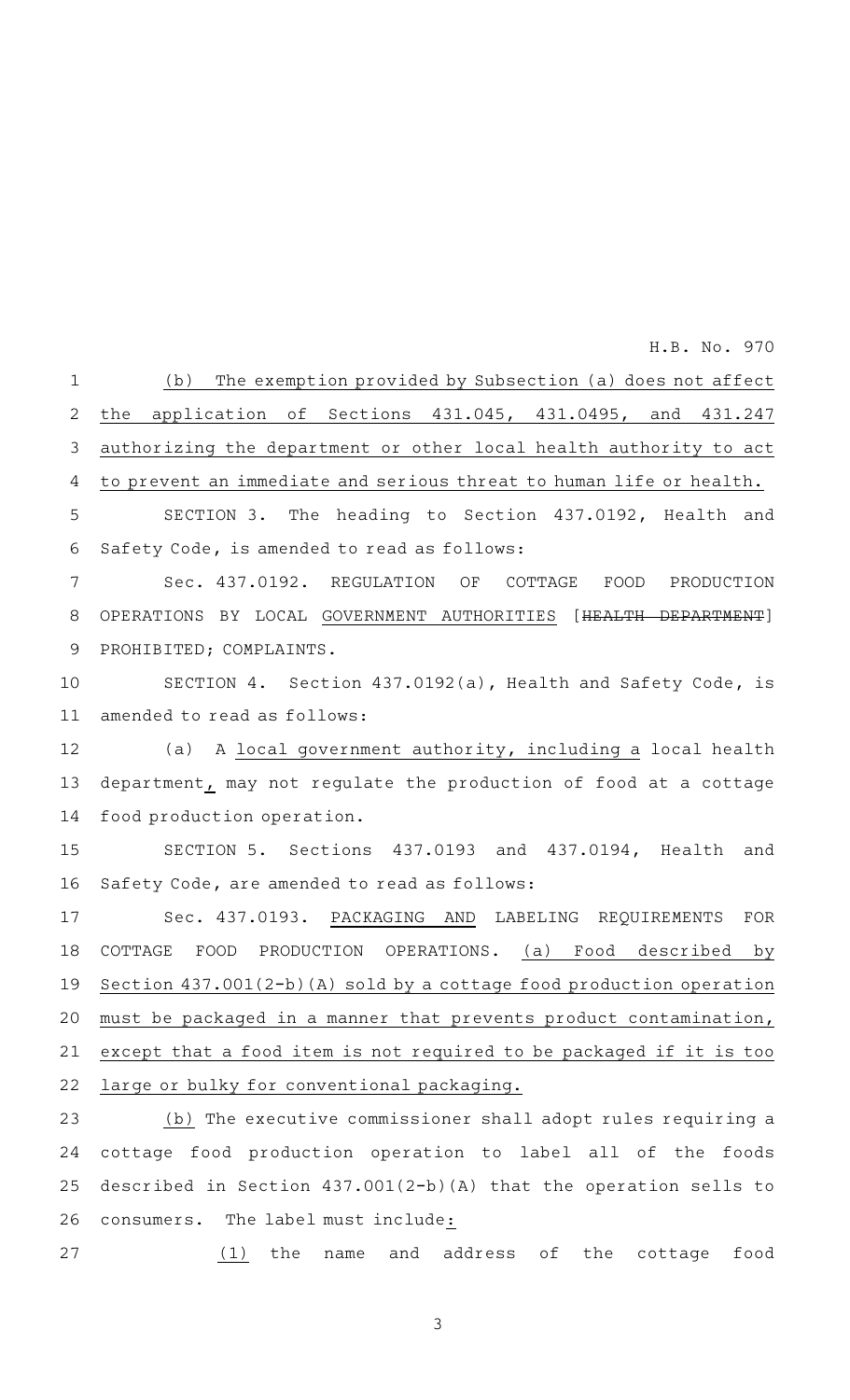(b) The exemption provided by Subsection (a) does not affect the application of Sections 431.045, 431.0495, and 431.247 authorizing the department or other local health authority to act to prevent an immediate and serious threat to human life or health.

SECTION 3. The heading to Section 437.0192, Health and Safety Code, is amended to read as follows:

Sec. 437.0192. REGULATION OF COTTAGE FOOD PRODUCTION OPERATIONS BY LOCAL GOVERNMENT AUTHORITIES [~~HEALTH DEPARTMENT~~] PROHIBITED; COMPLAINTS.

SECTION 4. Section 437.0192(a), Health and Safety Code, is amended to read as follows:

(a) A local government authority, including a local health department, may not regulate the production of food at a cottage food production operation.

SECTION 5. Sections 437.0193 and 437.0194, Health and Safety Code, are amended to read as follows:

Sec. 437.0193. PACKAGING AND LABELING REQUIREMENTS FOR COTTAGE FOOD PRODUCTION OPERATIONS. (a) Food described by Section 437.001(2-b)(A) sold by a cottage food production operation must be packaged in a manner that prevents product contamination, except that a food item is not required to be packaged if it is too large or bulky for conventional packaging.

(b) The executive commissioner shall adopt rules requiring a cottage food production operation to label all of the foods described in Section 437.001(2-b)(A) that the operation sells to consumers. The label must include:

(1) the name and address of the cottage food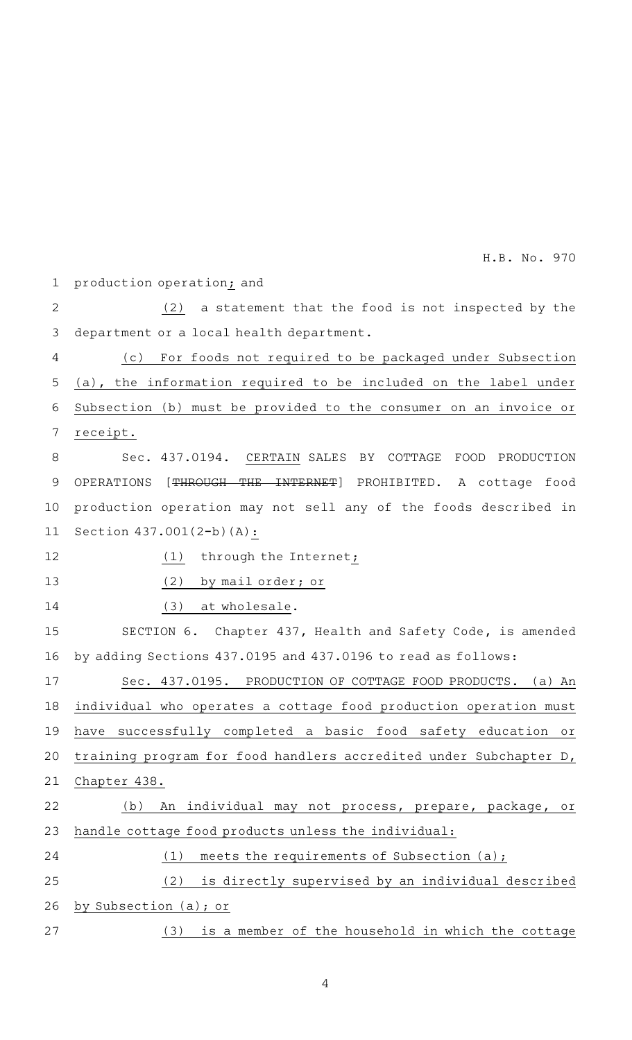production operation; and

(2) a statement that the food is not inspected by the department or a local health department.

(c) For foods not required to be packaged under Subsection (a), the information required to be included on the label under Subsection (b) must be provided to the consumer on an invoice or receipt.

Sec. 437.0194. CERTAIN SALES BY COTTAGE FOOD PRODUCTION OPERATIONS [~~THROUGH THE INTERNET~~] PROHIBITED. A cottage food production operation may not sell any of the foods described in Section 437.001(2-b)(A):

(1) through the Internet;

(2) by mail order; or

(3) at wholesale.

SECTION 6. Chapter 437, Health and Safety Code, is amended by adding Sections 437.0195 and 437.0196 to read as follows:

Sec. 437.0195. PRODUCTION OF COTTAGE FOOD PRODUCTS. (a) An individual who operates a cottage food production operation must have successfully completed a basic food safety education or training program for food handlers accredited under Subchapter D, Chapter 438.

(b) An individual may not process, prepare, package, or handle cottage food products unless the individual:

(1) meets the requirements of Subsection (a);

(2) is directly supervised by an individual described by Subsection (a); or

(3) is a member of the household in which the cottage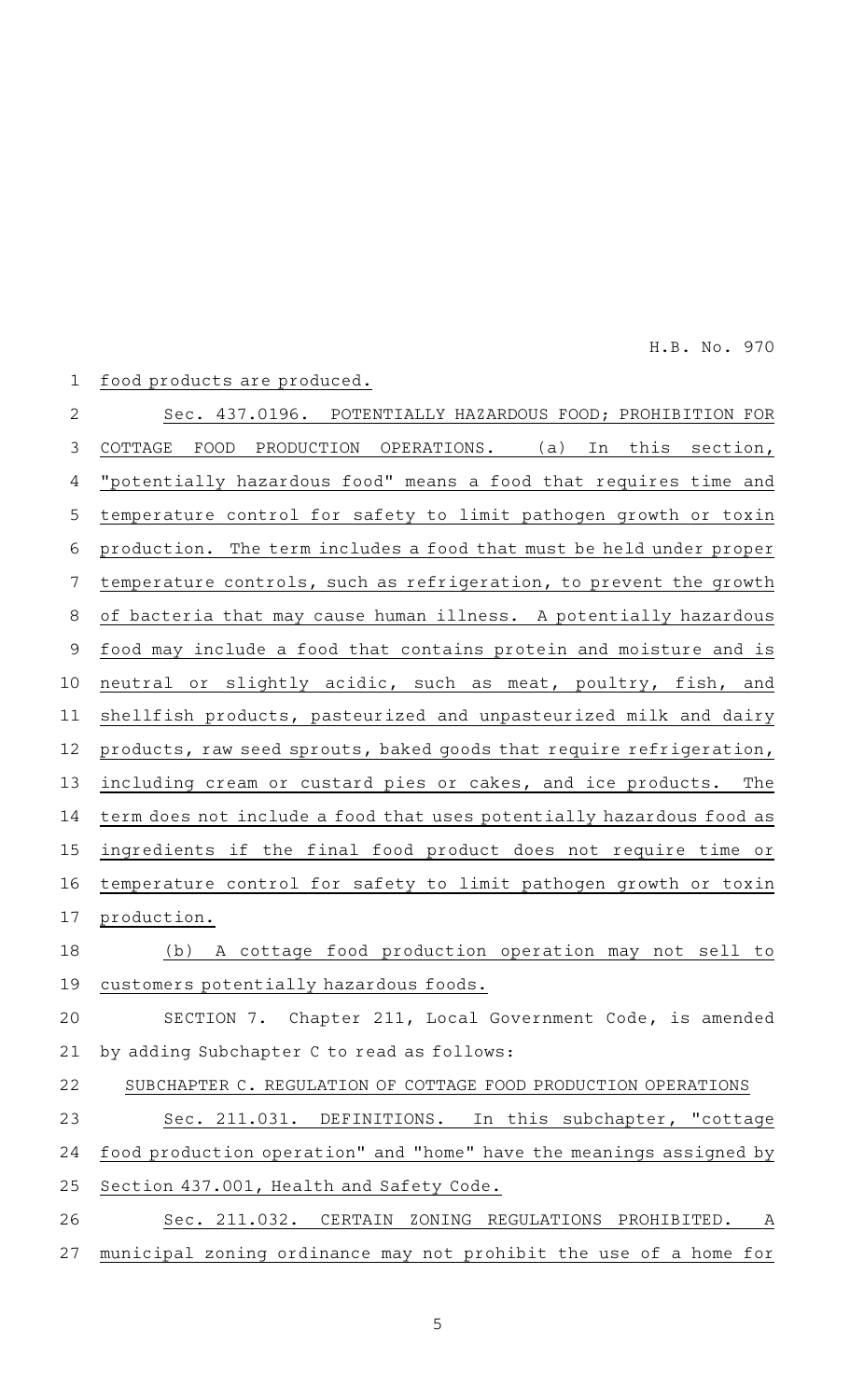food products are produced.

Sec. 437.0196. POTENTIALLY HAZARDOUS FOOD; PROHIBITION FOR COTTAGE FOOD PRODUCTION OPERATIONS. (a) In this section, "potentially hazardous food" means a food that requires time and temperature control for safety to limit pathogen growth or toxin production. The term includes a food that must be held under proper temperature controls, such as refrigeration, to prevent the growth of bacteria that may cause human illness. A potentially hazardous food may include a food that contains protein and moisture and is neutral or slightly acidic, such as meat, poultry, fish, and shellfish products, pasteurized and unpasteurized milk and dairy products, raw seed sprouts, baked goods that require refrigeration, including cream or custard pies or cakes, and ice products. The term does not include a food that uses potentially hazardous food as ingredients if the final food product does not require time or temperature control for safety to limit pathogen growth or toxin production.

(b) A cottage food production operation may not sell to customers potentially hazardous foods.

SECTION 7. Chapter 211, Local Government Code, is amended by adding Subchapter C to read as follows:

SUBCHAPTER C. REGULATION OF COTTAGE FOOD PRODUCTION OPERATIONS

Sec. 211.031. DEFINITIONS. In this subchapter, "cottage food production operation" and "home" have the meanings assigned by Section 437.001, Health and Safety Code.

Sec. 211.032. CERTAIN ZONING REGULATIONS PROHIBITED. A municipal zoning ordinance may not prohibit the use of a home for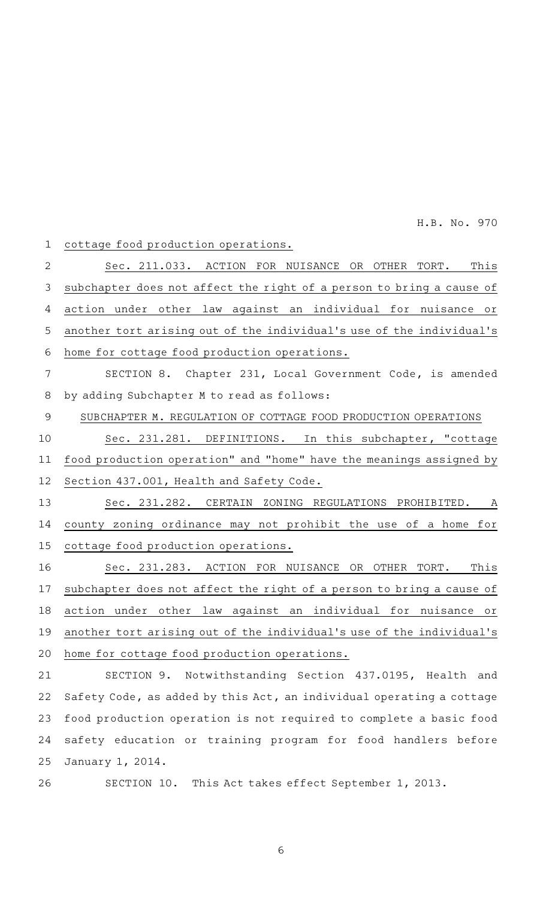cottage food production operations.

Sec. 211.033. ACTION FOR NUISANCE OR OTHER TORT. This subchapter does not affect the right of a person to bring a cause of action under other law against an individual for nuisance or another tort arising out of the individual's use of the individual's home for cottage food production operations.

SECTION 8. Chapter 231, Local Government Code, is amended by adding Subchapter M to read as follows:

SUBCHAPTER M. REGULATION OF COTTAGE FOOD PRODUCTION OPERATIONS

Sec. 231.281. DEFINITIONS. In this subchapter, "cottage food production operation" and "home" have the meanings assigned by Section 437.001, Health and Safety Code.

Sec. 231.282. CERTAIN ZONING REGULATIONS PROHIBITED. A county zoning ordinance may not prohibit the use of a home for cottage food production operations.

Sec. 231.283. ACTION FOR NUISANCE OR OTHER TORT. This subchapter does not affect the right of a person to bring a cause of action under other law against an individual for nuisance or another tort arising out of the individual's use of the individual's home for cottage food production operations.

SECTION 9. Notwithstanding Section 437.0195, Health and Safety Code, as added by this Act, an individual operating a cottage food production operation is not required to complete a basic food safety education or training program for food handlers before January 1, 2014.

SECTION 10. This Act takes effect September 1, 2013.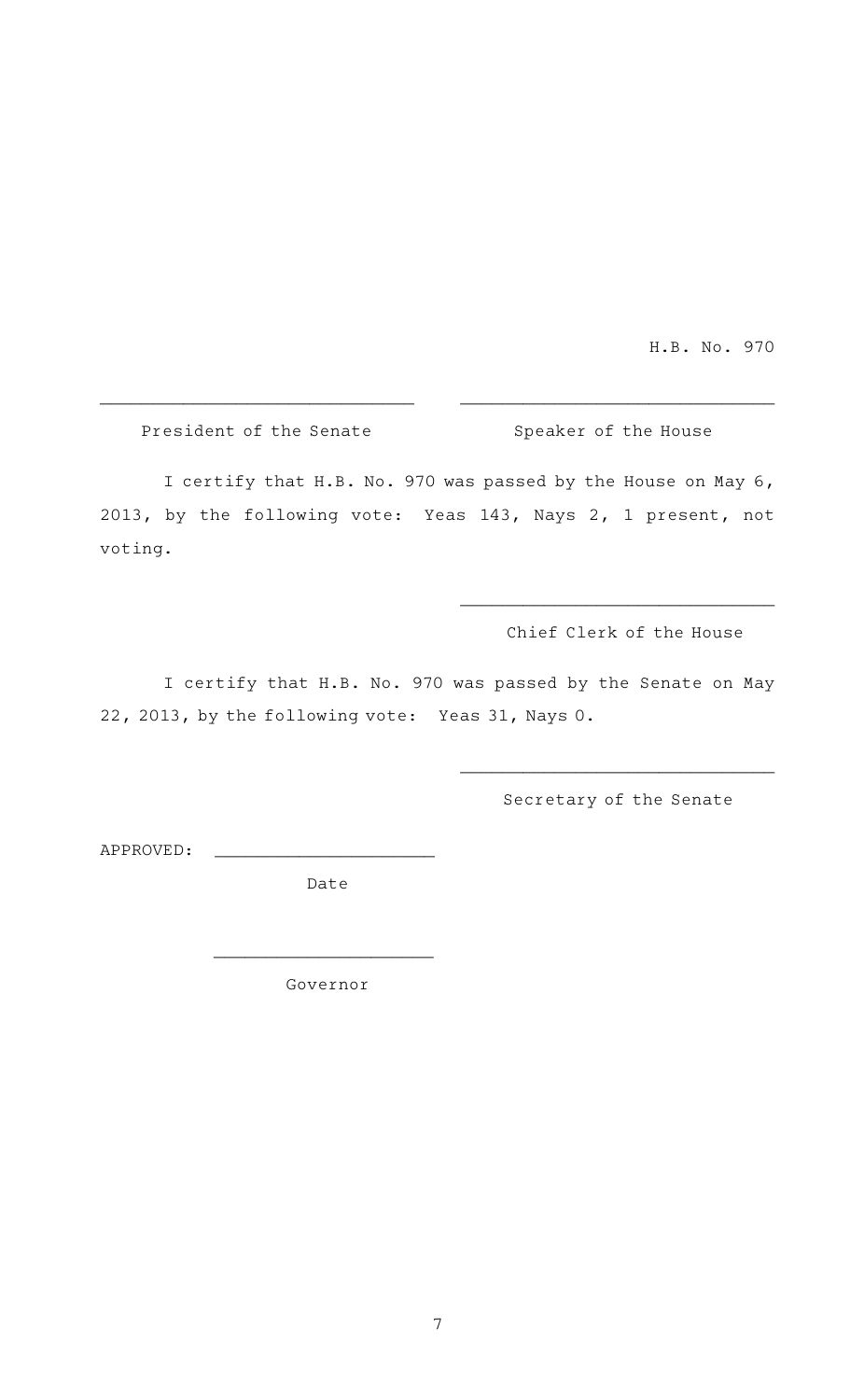H.B. No. 970

______________________________ ______________________________
President of the Senate Speaker of the House

I certify that H.B. No. 970 was passed by the House on May 6, 2013, by the following vote: Yeas 143, Nays 2, 1 present, not voting.

______________________________
Chief Clerk of the House

I certify that H.B. No. 970 was passed by the Senate on May 22, 2013, by the following vote: Yeas 31, Nays 0.

______________________________
Secretary of the Senate

APPROVED: _____________________
Date

_____________________
Governor